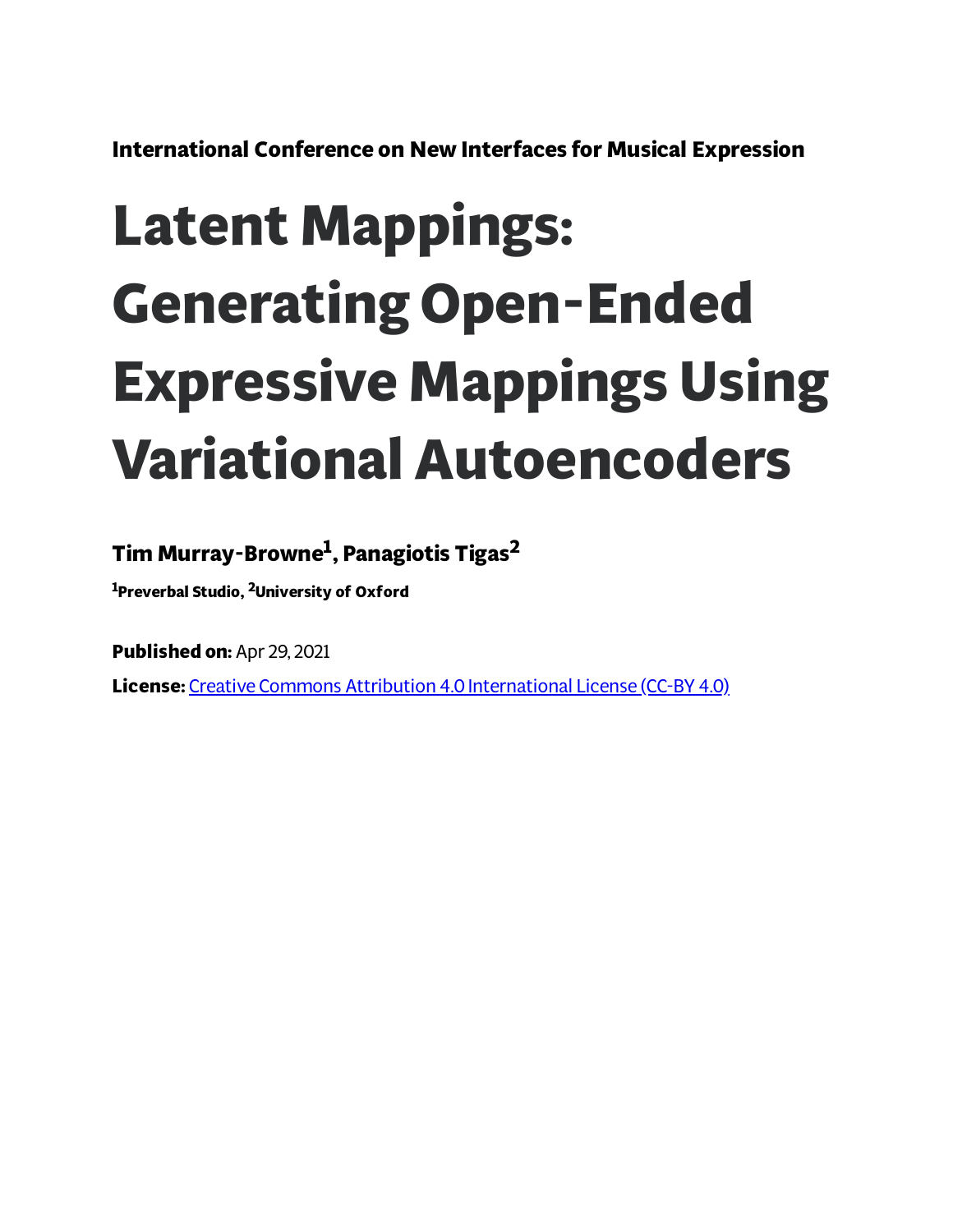**International Conference on New Interfaces for Musical Expression**

# Latent Mappings: Generating Open-Ended Expressive Mappings Using Variational Autoencoders

**Tim Murray-Browne[1], Panagiotis Tigas[2]**

**[1]Preverbal Studio, [2]University of Oxford**

**Published on:** Apr 29, 2021

**License:** Creative Commons Attribution 4.0 International License (CC-BY 4.0)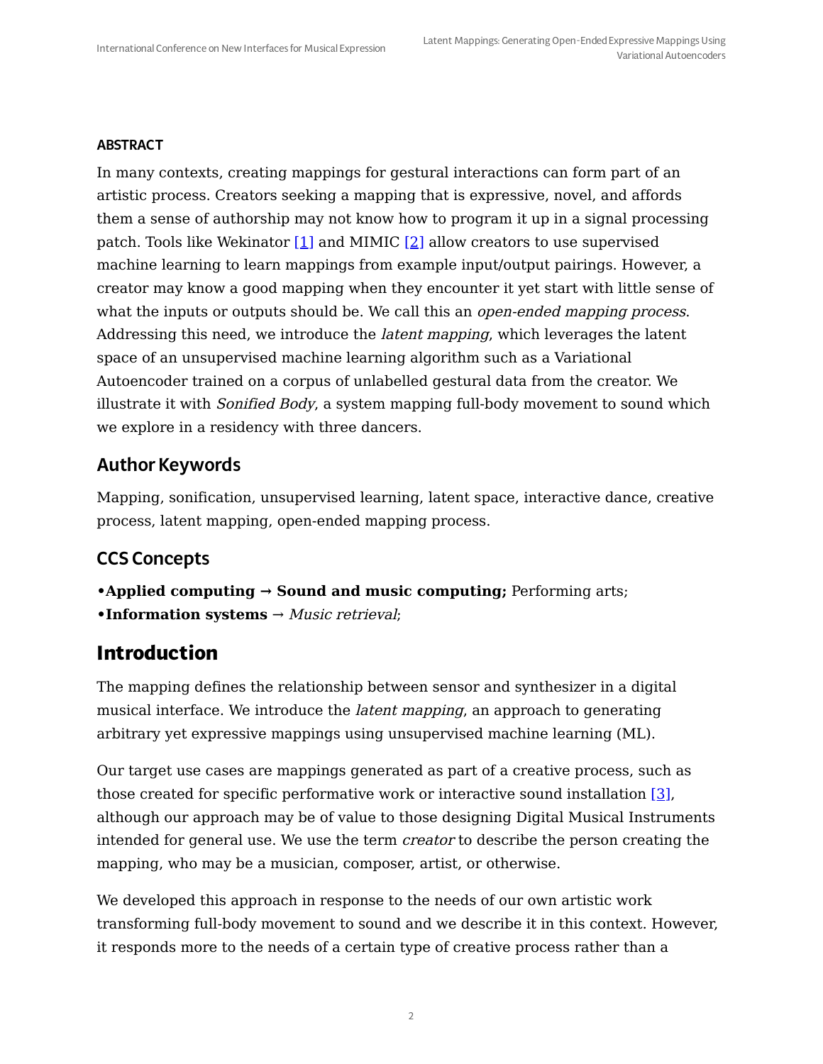## ABSTRACT

In many contexts, creating mappings for gestural interactions can form part of an artistic process. Creators seeking a mapping that is expressive, novel, and affords them a sense of authorship may not know how to program it up in a signal processing patch. Tools like Wekinator [1] and MIMIC [2] allow creators to use supervised machine learning to learn mappings from example input/output pairings. However, a creator may know a good mapping when they encounter it yet start with little sense of what the inputs or outputs should be. We call this an *open-ended mapping process*. Addressing this need, we introduce the *latent mapping*, which leverages the latent space of an unsupervised machine learning algorithm such as a Variational Autoencoder trained on a corpus of unlabelled gestural data from the creator. We illustrate it with *Sonified Body*, a system mapping full-body movement to sound which we explore in a residency with three dancers.

## Author Keywords

Mapping, sonification, unsupervised learning, latent space, interactive dance, creative process, latent mapping, open-ended mapping process.

## CCS Concepts

•**Applied computing → Sound and music computing;** Performing arts;
•**Information systems** → *Music retrieval*;

# Introduction

The mapping defines the relationship between sensor and synthesizer in a digital musical interface. We introduce the *latent mapping*, an approach to generating arbitrary yet expressive mappings using unsupervised machine learning (ML).

Our target use cases are mappings generated as part of a creative process, such as those created for specific performative work or interactive sound installation [3], although our approach may be of value to those designing Digital Musical Instruments intended for general use. We use the term *creator* to describe the person creating the mapping, who may be a musician, composer, artist, or otherwise.

We developed this approach in response to the needs of our own artistic work transforming full-body movement to sound and we describe it in this context. However, it responds more to the needs of a certain type of creative process rather than a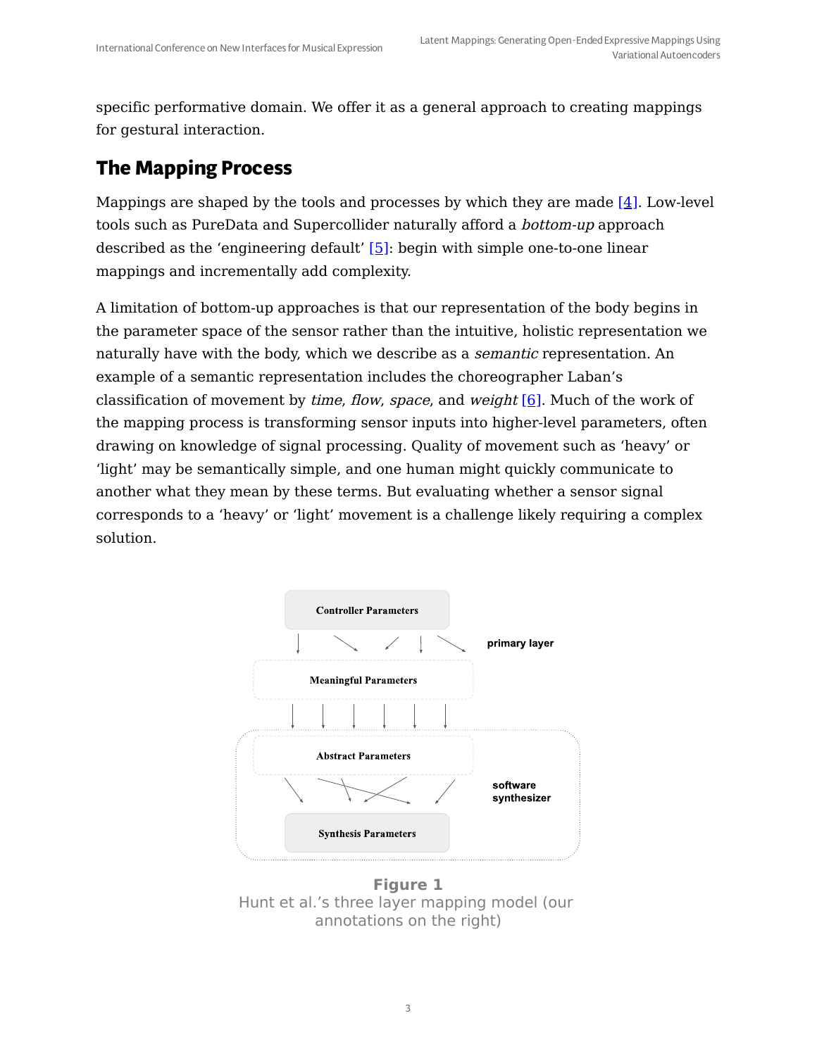specific performative domain. We offer it as a general approach to creating mappings for gestural interaction.

## The Mapping Process

Mappings are shaped by the tools and processes by which they are made [4]. Low-level tools such as PureData and Supercollider naturally afford a *bottom-up* approach described as the 'engineering default' [5]: begin with simple one-to-one linear mappings and incrementally add complexity.

A limitation of bottom-up approaches is that our representation of the body begins in the parameter space of the sensor rather than the intuitive, holistic representation we naturally have with the body, which we describe as a *semantic* representation. An example of a semantic representation includes the choreographer Laban's classification of movement by *time*, *flow*, *space*, and *weight* [6]. Much of the work of the mapping process is transforming sensor inputs into higher-level parameters, often drawing on knowledge of signal processing. Quality of movement such as 'heavy' or 'light' may be semantically simple, and one human might quickly communicate to another what they mean by these terms. But evaluating whether a sensor signal corresponds to a 'heavy' or 'light' movement is a challenge likely requiring a complex solution.

**Figure 1**
Hunt et al.'s three layer mapping model (our annotations on the right)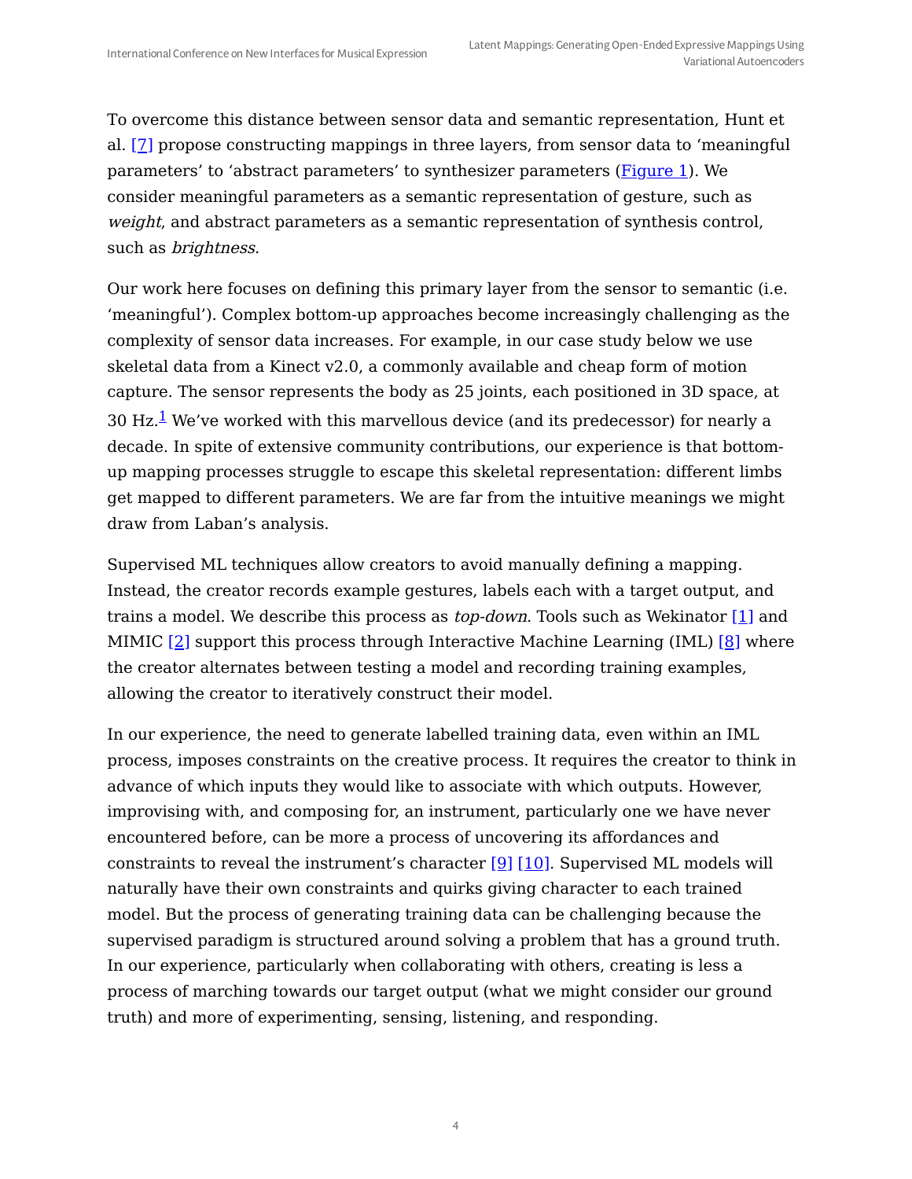To overcome this distance between sensor data and semantic representation, Hunt et al. [7] propose constructing mappings in three layers, from sensor data to 'meaningful parameters' to 'abstract parameters' to synthesizer parameters (Figure 1). We consider meaningful parameters as a semantic representation of gesture, such as *weight*, and abstract parameters as a semantic representation of synthesis control, such as *brightness*.

Our work here focuses on defining this primary layer from the sensor to semantic (i.e. 'meaningful'). Complex bottom-up approaches become increasingly challenging as the complexity of sensor data increases. For example, in our case study below we use skeletal data from a Kinect v2.0, a commonly available and cheap form of motion capture. The sensor represents the body as 25 joints, each positioned in 3D space, at 30 Hz.[1] We've worked with this marvellous device (and its predecessor) for nearly a decade. In spite of extensive community contributions, our experience is that bottom-up mapping processes struggle to escape this skeletal representation: different limbs get mapped to different parameters. We are far from the intuitive meanings we might draw from Laban's analysis.

Supervised ML techniques allow creators to avoid manually defining a mapping. Instead, the creator records example gestures, labels each with a target output, and trains a model. We describe this process as *top-down*. Tools such as Wekinator [1] and MIMIC [2] support this process through Interactive Machine Learning (IML) [8] where the creator alternates between testing a model and recording training examples, allowing the creator to iteratively construct their model.

In our experience, the need to generate labelled training data, even within an IML process, imposes constraints on the creative process. It requires the creator to think in advance of which inputs they would like to associate with which outputs. However, improvising with, and composing for, an instrument, particularly one we have never encountered before, can be more a process of uncovering its affordances and constraints to reveal the instrument's character [9] [10]. Supervised ML models will naturally have their own constraints and quirks giving character to each trained model. But the process of generating training data can be challenging because the supervised paradigm is structured around solving a problem that has a ground truth. In our experience, particularly when collaborating with others, creating is less a process of marching towards our target output (what we might consider our ground truth) and more of experimenting, sensing, listening, and responding.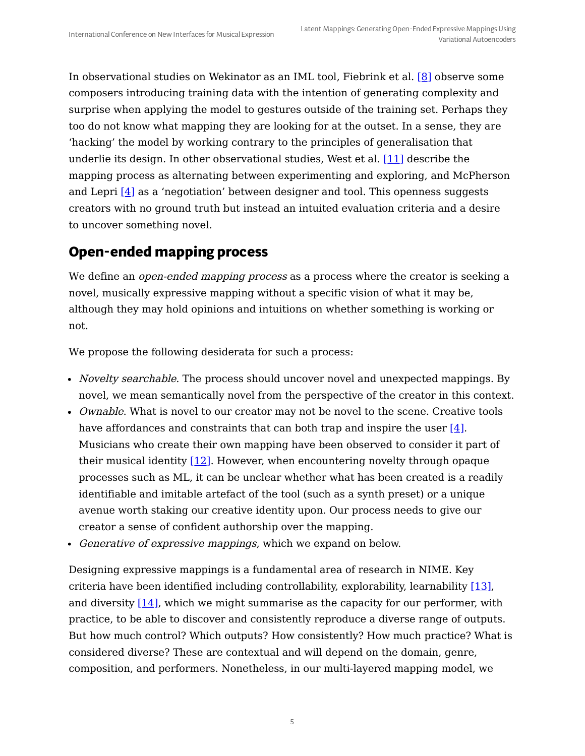In observational studies on Wekinator as an IML tool, Fiebrink et al. [8] observe some composers introducing training data with the intention of generating complexity and surprise when applying the model to gestures outside of the training set. Perhaps they too do not know what mapping they are looking for at the outset. In a sense, they are 'hacking' the model by working contrary to the principles of generalisation that underlie its design. In other observational studies, West et al. [11] describe the mapping process as alternating between experimenting and exploring, and McPherson and Lepri [4] as a 'negotiation' between designer and tool. This openness suggests creators with no ground truth but instead an intuited evaluation criteria and a desire to uncover something novel.

## Open-ended mapping process

We define an *open-ended mapping process* as a process where the creator is seeking a novel, musically expressive mapping without a specific vision of what it may be, although they may hold opinions and intuitions on whether something is working or not.

We propose the following desiderata for such a process:

- *Novelty searchable*. The process should uncover novel and unexpected mappings. By novel, we mean semantically novel from the perspective of the creator in this context.
- *Ownable*. What is novel to our creator may not be novel to the scene. Creative tools have affordances and constraints that can both trap and inspire the user [4]. Musicians who create their own mapping have been observed to consider it part of their musical identity [12]. However, when encountering novelty through opaque processes such as ML, it can be unclear whether what has been created is a readily identifiable and imitable artefact of the tool (such as a synth preset) or a unique avenue worth staking our creative identity upon. Our process needs to give our creator a sense of confident authorship over the mapping.
- *Generative of expressive mappings*, which we expand on below.

Designing expressive mappings is a fundamental area of research in NIME. Key criteria have been identified including controllability, explorability, learnability [13], and diversity [14], which we might summarise as the capacity for our performer, with practice, to be able to discover and consistently reproduce a diverse range of outputs. But how much control? Which outputs? How consistently? How much practice? What is considered diverse? These are contextual and will depend on the domain, genre, composition, and performers. Nonetheless, in our multi-layered mapping model, we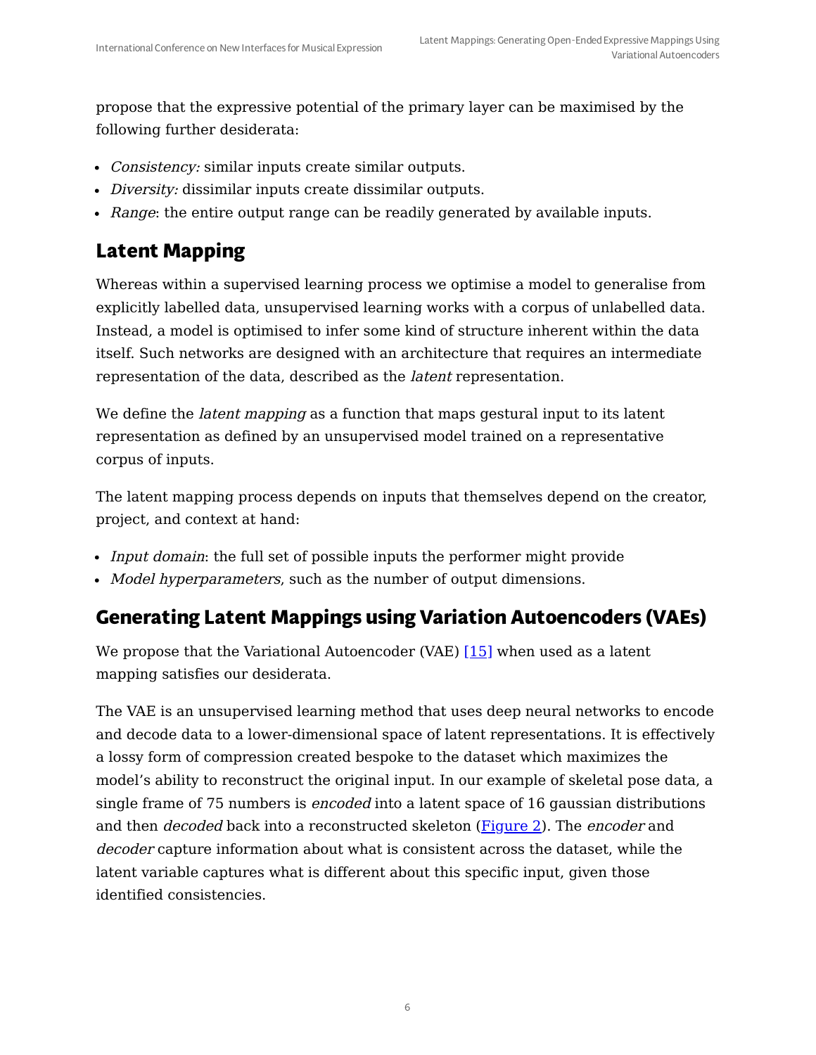propose that the expressive potential of the primary layer can be maximised by the following further desiderata:

- *Consistency:* similar inputs create similar outputs.
- *Diversity:* dissimilar inputs create dissimilar outputs.
- *Range*: the entire output range can be readily generated by available inputs.

## Latent Mapping

Whereas within a supervised learning process we optimise a model to generalise from explicitly labelled data, unsupervised learning works with a corpus of unlabelled data. Instead, a model is optimised to infer some kind of structure inherent within the data itself. Such networks are designed with an architecture that requires an intermediate representation of the data, described as the *latent* representation.

We define the *latent mapping* as a function that maps gestural input to its latent representation as defined by an unsupervised model trained on a representative corpus of inputs.

The latent mapping process depends on inputs that themselves depend on the creator, project, and context at hand:

- *Input domain*: the full set of possible inputs the performer might provide
- *Model hyperparameters*, such as the number of output dimensions.

## Generating Latent Mappings using Variation Autoencoders (VAEs)

We propose that the Variational Autoencoder (VAE) [15] when used as a latent mapping satisfies our desiderata.

The VAE is an unsupervised learning method that uses deep neural networks to encode and decode data to a lower-dimensional space of latent representations. It is effectively a lossy form of compression created bespoke to the dataset which maximizes the model's ability to reconstruct the original input. In our example of skeletal pose data, a single frame of 75 numbers is *encoded* into a latent space of 16 gaussian distributions and then *decoded* back into a reconstructed skeleton (Figure 2). The *encoder* and *decoder* capture information about what is consistent across the dataset, while the latent variable captures what is different about this specific input, given those identified consistencies.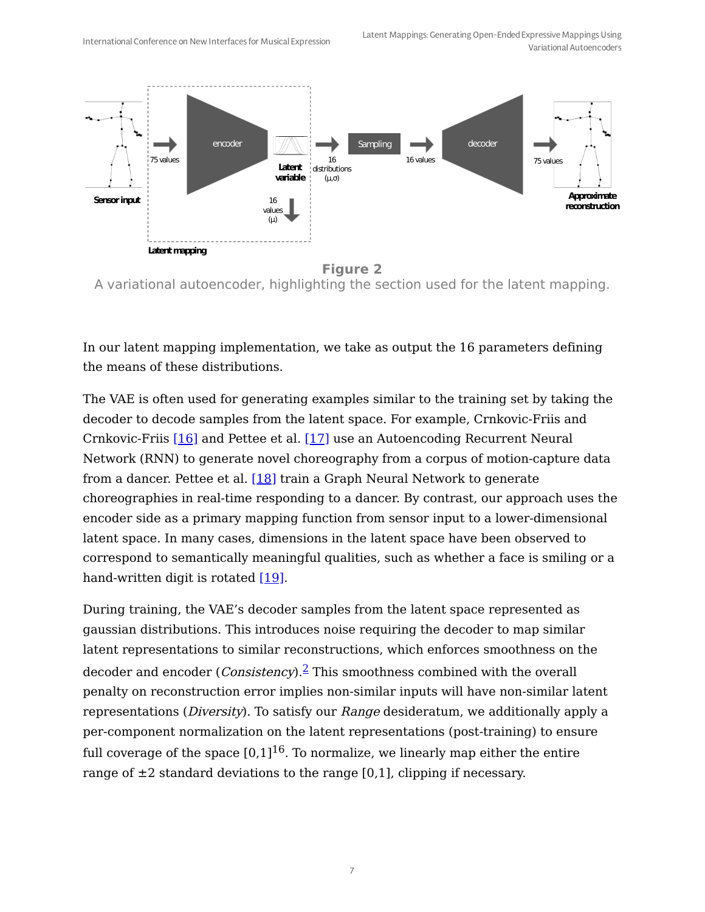**Figure 2**

A variational autoencoder, highlighting the section used for the latent mapping.

In our latent mapping implementation, we take as output the 16 parameters defining the means of these distributions.

The VAE is often used for generating examples similar to the training set by taking the decoder to decode samples from the latent space. For example, Crnkovic-Friis and Crnkovic-Friis [16] and Pettee et al. [17] use an Autoencoding Recurrent Neural Network (RNN) to generate novel choreography from a corpus of motion-capture data from a dancer. Pettee et al. [18] train a Graph Neural Network to generate choreographies in real-time responding to a dancer. By contrast, our approach uses the encoder side as a primary mapping function from sensor input to a lower-dimensional latent space. In many cases, dimensions in the latent space have been observed to correspond to semantically meaningful qualities, such as whether a face is smiling or a hand-written digit is rotated [19].

During training, the VAE's decoder samples from the latent space represented as gaussian distributions. This introduces noise requiring the decoder to map similar latent representations to similar reconstructions, which enforces smoothness on the decoder and encoder (*Consistency*).[2] This smoothness combined with the overall penalty on reconstruction error implies non-similar inputs will have non-similar latent representations (*Diversity*). To satisfy our *Range* desideratum, we additionally apply a per-component normalization on the latent representations (post-training) to ensure full coverage of the space $[0,1]^{16}$. To normalize, we linearly map either the entire range of ±2 standard deviations to the range [0,1], clipping if necessary.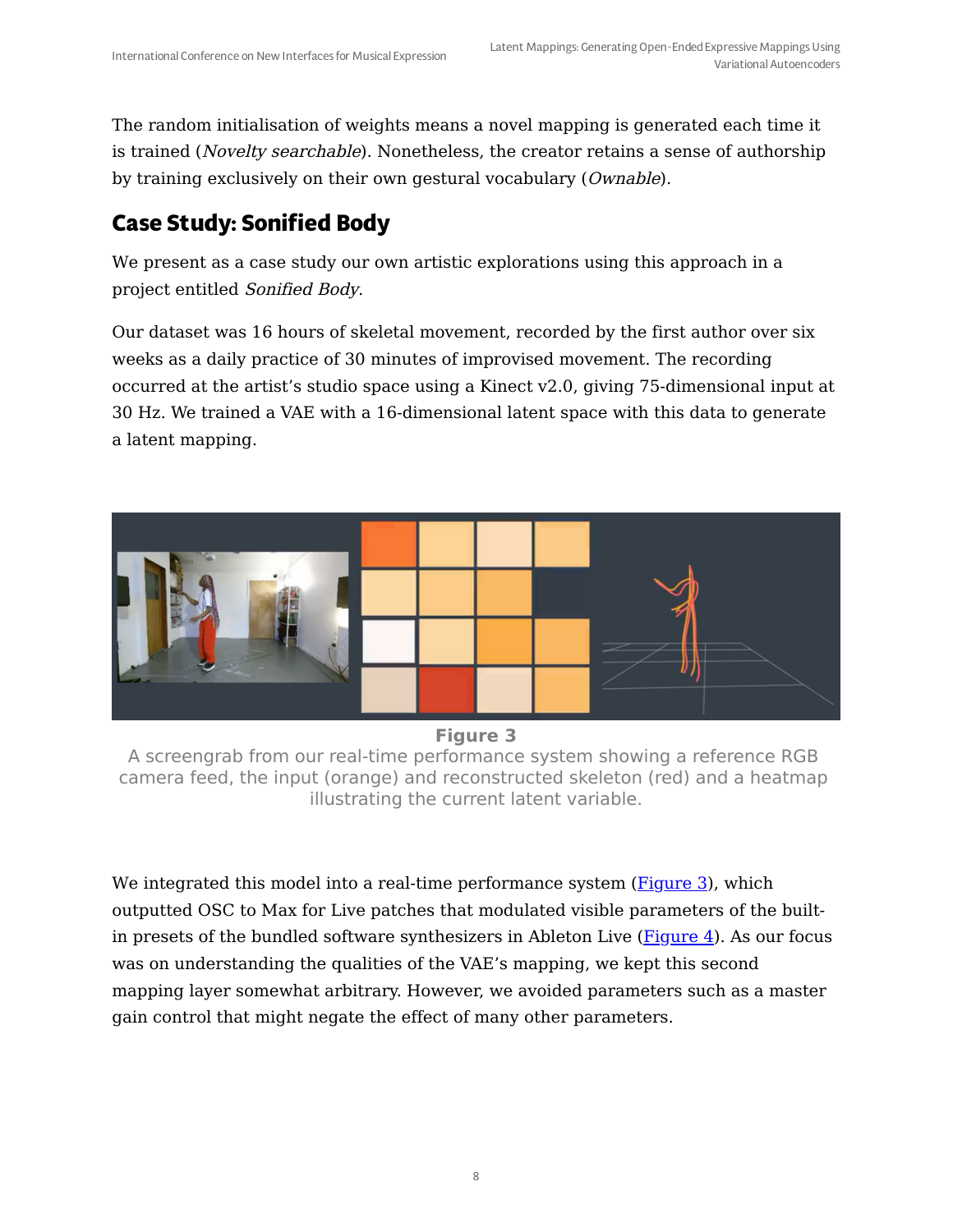The random initialisation of weights means a novel mapping is generated each time it is trained (*Novelty searchable*). Nonetheless, the creator retains a sense of authorship by training exclusively on their own gestural vocabulary (*Ownable*).

## Case Study: Sonified Body

We present as a case study our own artistic explorations using this approach in a project entitled *Sonified Body*.

Our dataset was 16 hours of skeletal movement, recorded by the first author over six weeks as a daily practice of 30 minutes of improvised movement. The recording occurred at the artist's studio space using a Kinect v2.0, giving 75-dimensional input at 30 Hz. We trained a VAE with a 16-dimensional latent space with this data to generate a latent mapping.

**Figure 3**

A screengrab from our real-time performance system showing a reference RGB camera feed, the input (orange) and reconstructed skeleton (red) and a heatmap illustrating the current latent variable.

We integrated this model into a real-time performance system (Figure 3), which outputted OSC to Max for Live patches that modulated visible parameters of the built-in presets of the bundled software synthesizers in Ableton Live (Figure 4). As our focus was on understanding the qualities of the VAE's mapping, we kept this second mapping layer somewhat arbitrary. However, we avoided parameters such as a master gain control that might negate the effect of many other parameters.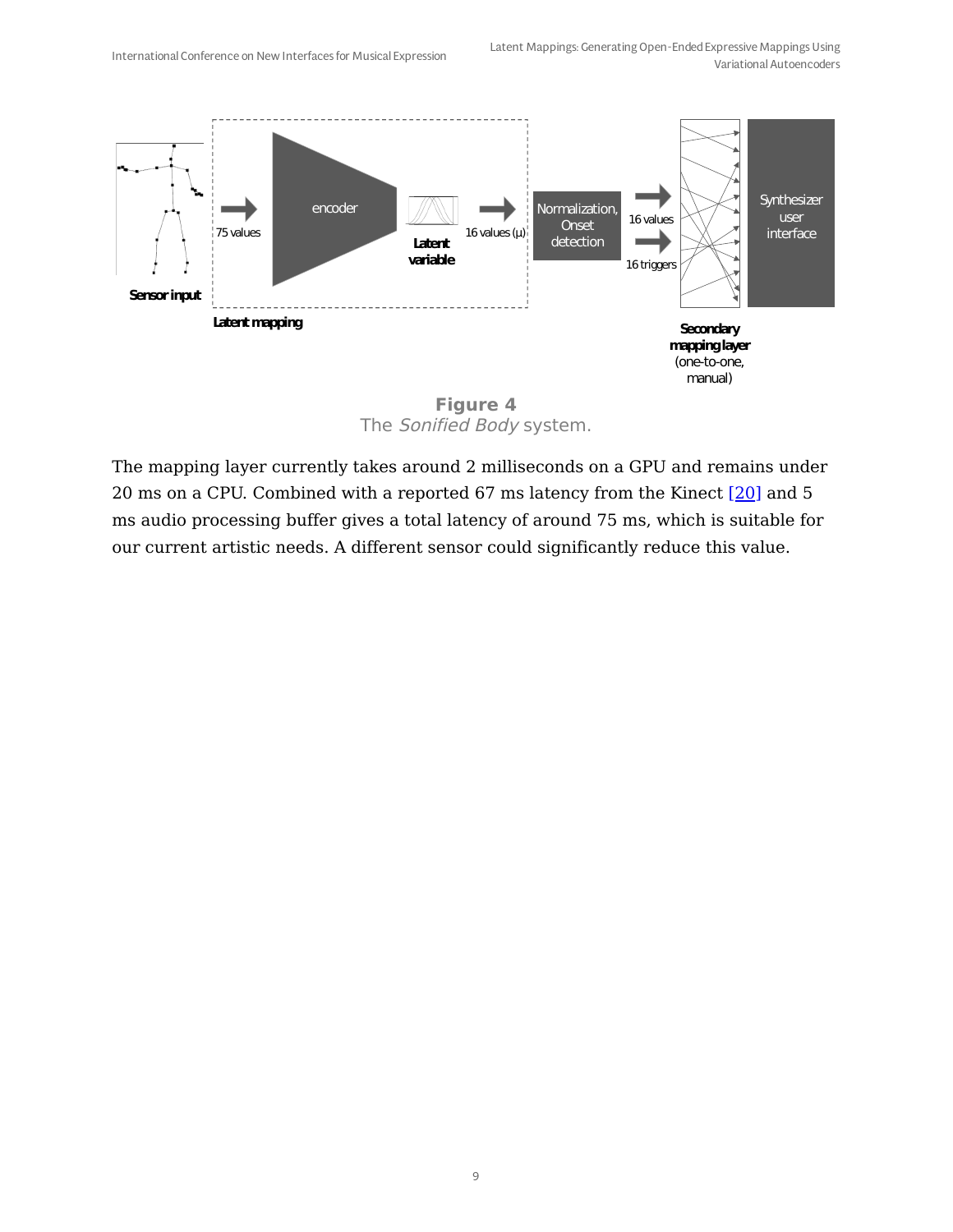**Figure 4**
The *Sonified Body* system.

The mapping layer currently takes around 2 milliseconds on a GPU and remains under 20 ms on a CPU. Combined with a reported 67 ms latency from the Kinect [20] and 5 ms audio processing buffer gives a total latency of around 75 ms, which is suitable for our current artistic needs. A different sensor could significantly reduce this value.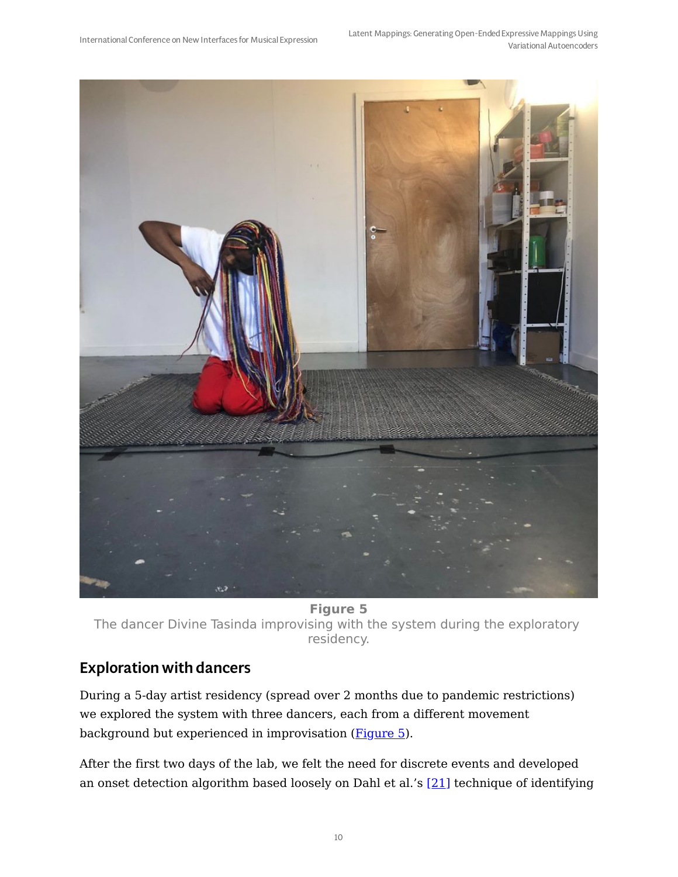**Figure 5**
The dancer Divine Tasinda improvising with the system during the exploratory residency.

## Exploration with dancers

During a 5-day artist residency (spread over 2 months due to pandemic restrictions) we explored the system with three dancers, each from a different movement background but experienced in improvisation (Figure 5).

After the first two days of the lab, we felt the need for discrete events and developed an onset detection algorithm based loosely on Dahl et al.'s [21] technique of identifying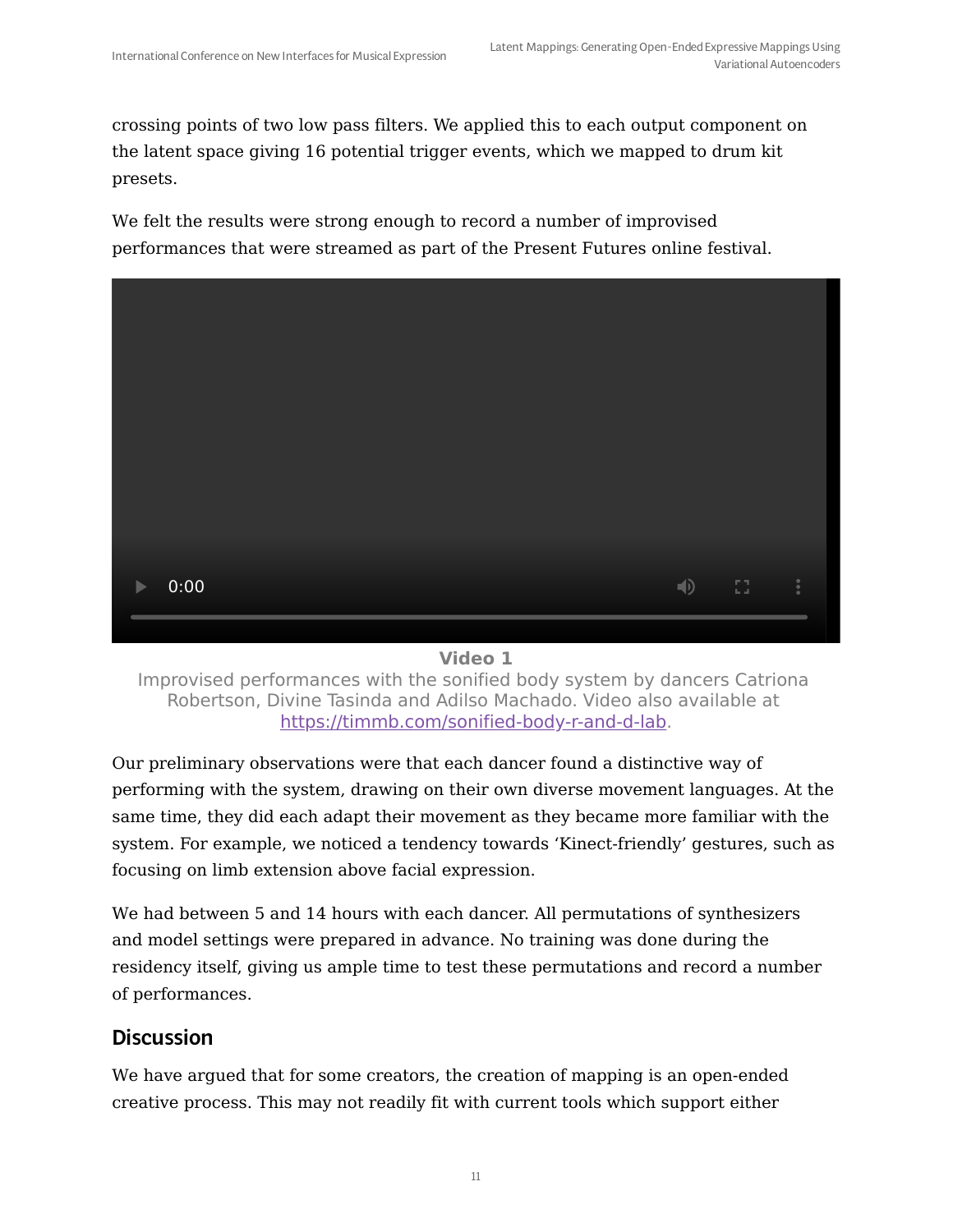crossing points of two low pass filters. We applied this to each output component on the latent space giving 16 potential trigger events, which we mapped to drum kit presets.

We felt the results were strong enough to record a number of improvised performances that were streamed as part of the Present Futures online festival.

**Video 1**

Improvised performances with the sonified body system by dancers Catriona Robertson, Divine Tasinda and Adilso Machado. Video also available at https://timmb.com/sonified-body-r-and-d-lab.

Our preliminary observations were that each dancer found a distinctive way of performing with the system, drawing on their own diverse movement languages. At the same time, they did each adapt their movement as they became more familiar with the system. For example, we noticed a tendency towards 'Kinect-friendly' gestures, such as focusing on limb extension above facial expression.

We had between 5 and 14 hours with each dancer. All permutations of synthesizers and model settings were prepared in advance. No training was done during the residency itself, giving us ample time to test these permutations and record a number of performances.

## Discussion

We have argued that for some creators, the creation of mapping is an open-ended creative process. This may not readily fit with current tools which support either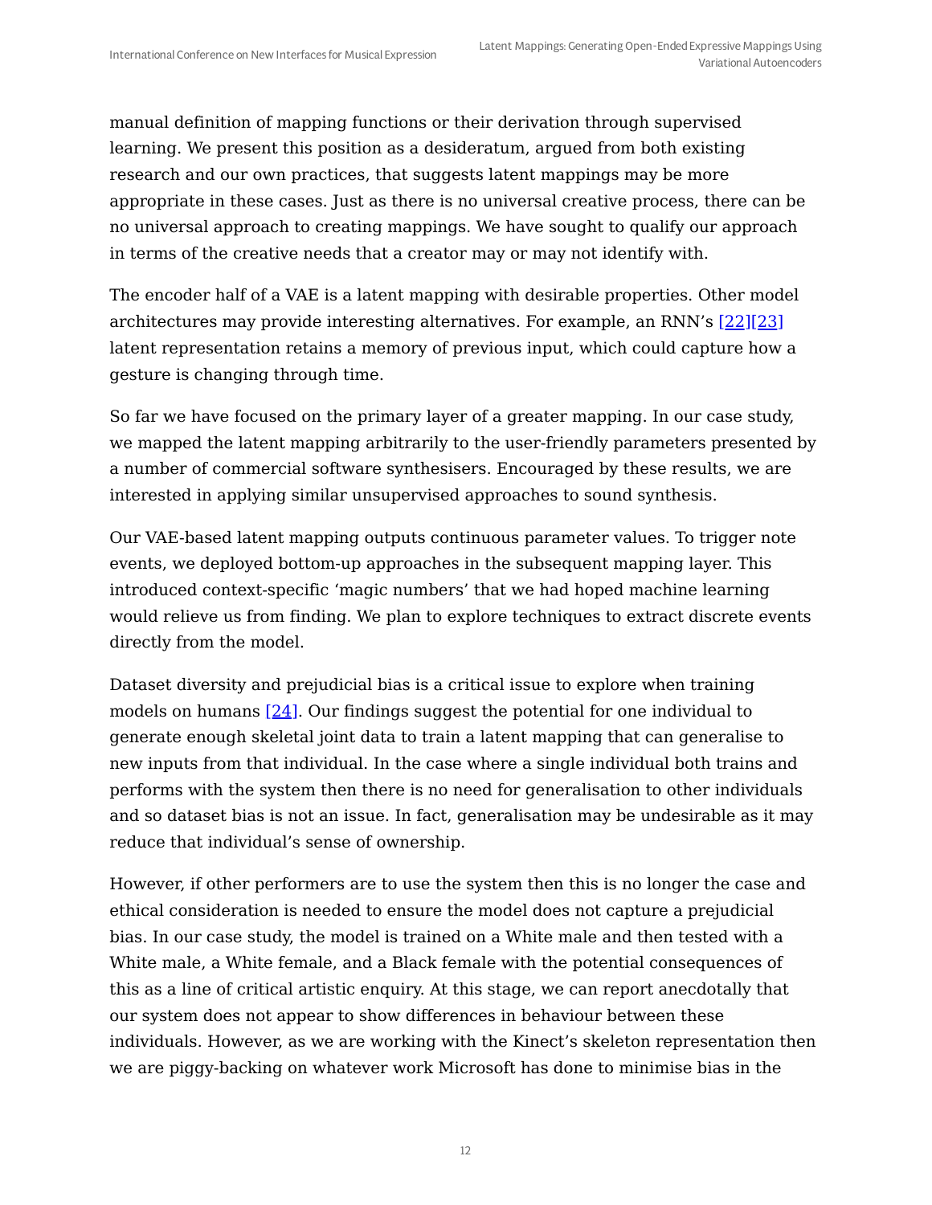manual definition of mapping functions or their derivation through supervised learning. We present this position as a desideratum, argued from both existing research and our own practices, that suggests latent mappings may be more appropriate in these cases. Just as there is no universal creative process, there can be no universal approach to creating mappings. We have sought to qualify our approach in terms of the creative needs that a creator may or may not identify with.

The encoder half of a VAE is a latent mapping with desirable properties. Other model architectures may provide interesting alternatives. For example, an RNN's [22][23] latent representation retains a memory of previous input, which could capture how a gesture is changing through time.

So far we have focused on the primary layer of a greater mapping. In our case study, we mapped the latent mapping arbitrarily to the user-friendly parameters presented by a number of commercial software synthesisers. Encouraged by these results, we are interested in applying similar unsupervised approaches to sound synthesis.

Our VAE-based latent mapping outputs continuous parameter values. To trigger note events, we deployed bottom-up approaches in the subsequent mapping layer. This introduced context-specific 'magic numbers' that we had hoped machine learning would relieve us from finding. We plan to explore techniques to extract discrete events directly from the model.

Dataset diversity and prejudicial bias is a critical issue to explore when training models on humans [24]. Our findings suggest the potential for one individual to generate enough skeletal joint data to train a latent mapping that can generalise to new inputs from that individual. In the case where a single individual both trains and performs with the system then there is no need for generalisation to other individuals and so dataset bias is not an issue. In fact, generalisation may be undesirable as it may reduce that individual's sense of ownership.

However, if other performers are to use the system then this is no longer the case and ethical consideration is needed to ensure the model does not capture a prejudicial bias. In our case study, the model is trained on a White male and then tested with a White male, a White female, and a Black female with the potential consequences of this as a line of critical artistic enquiry. At this stage, we can report anecdotally that our system does not appear to show differences in behaviour between these individuals. However, as we are working with the Kinect's skeleton representation then we are piggy-backing on whatever work Microsoft has done to minimise bias in the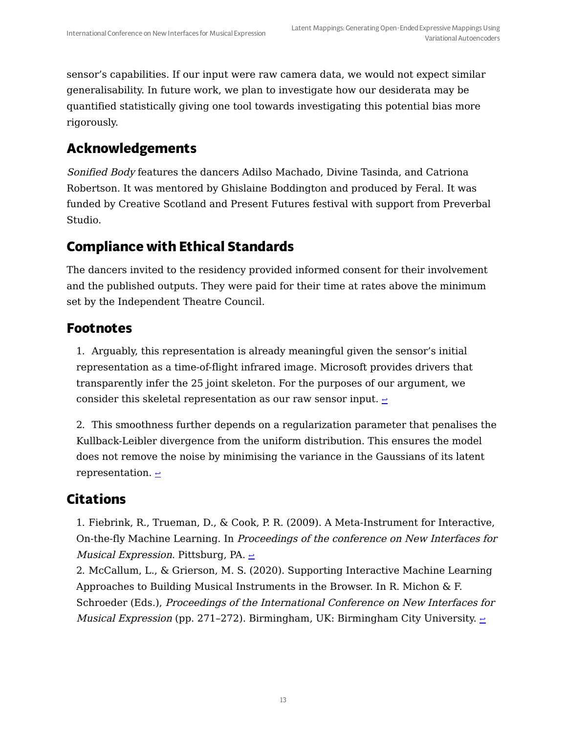sensor's capabilities. If our input were raw camera data, we would not expect similar generalisability. In future work, we plan to investigate how our desiderata may be quantified statistically giving one tool towards investigating this potential bias more rigorously.

## Acknowledgements

*Sonified Body* features the dancers Adilso Machado, Divine Tasinda, and Catriona Robertson. It was mentored by Ghislaine Boddington and produced by Feral. It was funded by Creative Scotland and Present Futures festival with support from Preverbal Studio.

## Compliance with Ethical Standards

The dancers invited to the residency provided informed consent for their involvement and the published outputs. They were paid for their time at rates above the minimum set by the Independent Theatre Council.

## Footnotes

1. Arguably, this representation is already meaningful given the sensor's initial representation as a time-of-flight infrared image. Microsoft provides drivers that transparently infer the 25 joint skeleton. For the purposes of our argument, we consider this skeletal representation as our raw sensor input. ↩

2. This smoothness further depends on a regularization parameter that penalises the Kullback-Leibler divergence from the uniform distribution. This ensures the model does not remove the noise by minimising the variance in the Gaussians of its latent representation. ↩

## Citations

1. Fiebrink, R., Trueman, D., & Cook, P. R. (2009). A Meta-Instrument for Interactive, On-the-fly Machine Learning. In *Proceedings of the conference on New Interfaces for Musical Expression*. Pittsburg, PA. ↩
2. McCallum, L., & Grierson, M. S. (2020). Supporting Interactive Machine Learning Approaches to Building Musical Instruments in the Browser. In R. Michon & F. Schroeder (Eds.), *Proceedings of the International Conference on New Interfaces for Musical Expression* (pp. 271–272). Birmingham, UK: Birmingham City University. ↩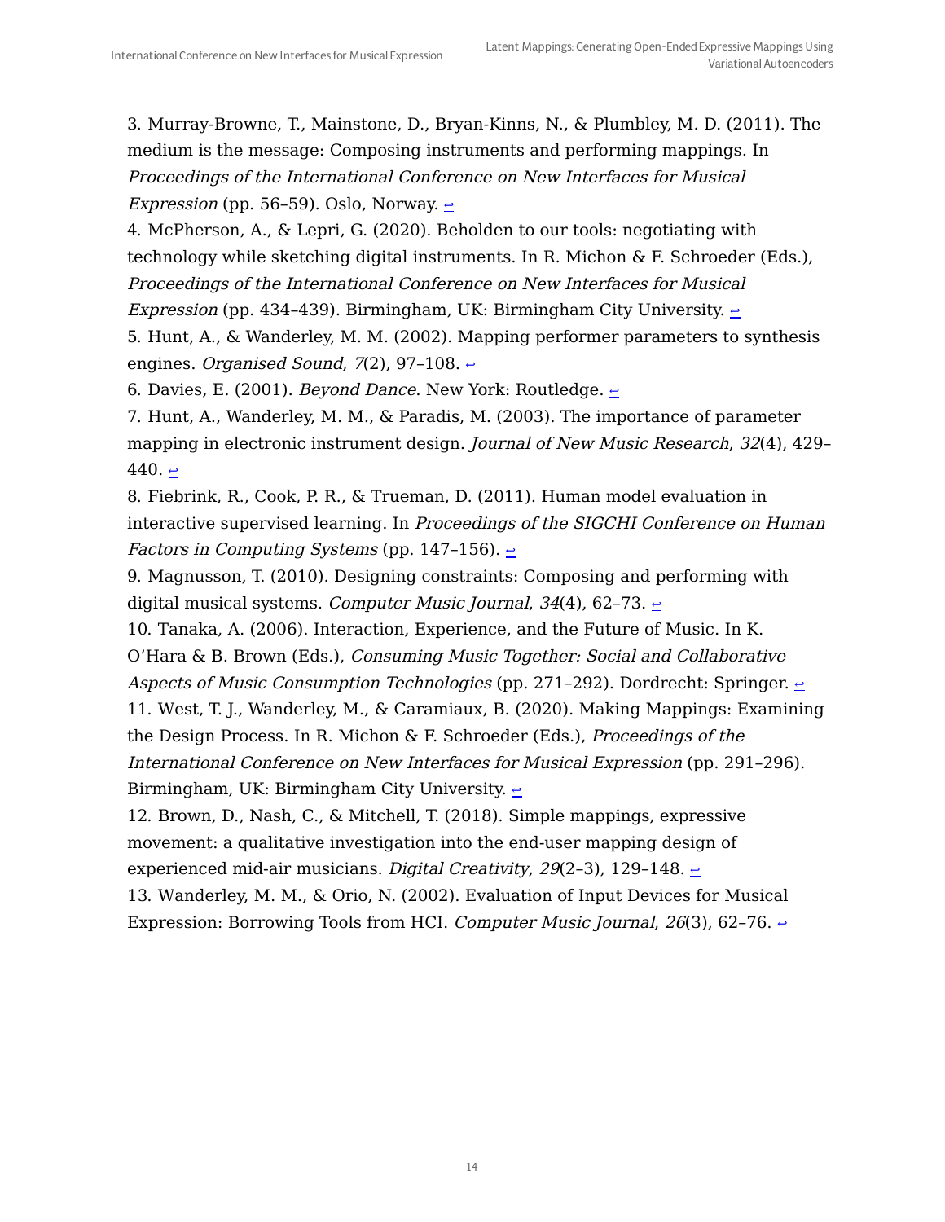3. Murray-Browne, T., Mainstone, D., Bryan-Kinns, N., & Plumbley, M. D. (2011). The medium is the message: Composing instruments and performing mappings. In *Proceedings of the International Conference on New Interfaces for Musical Expression* (pp. 56–59). Oslo, Norway. ↩

4. McPherson, A., & Lepri, G. (2020). Beholden to our tools: negotiating with technology while sketching digital instruments. In R. Michon & F. Schroeder (Eds.), *Proceedings of the International Conference on New Interfaces for Musical Expression* (pp. 434–439). Birmingham, UK: Birmingham City University. ↩

5. Hunt, A., & Wanderley, M. M. (2002). Mapping performer parameters to synthesis engines. *Organised Sound*, *7*(2), 97–108. ↩

6. Davies, E. (2001). *Beyond Dance*. New York: Routledge. ↩

7. Hunt, A., Wanderley, M. M., & Paradis, M. (2003). The importance of parameter mapping in electronic instrument design. *Journal of New Music Research*, *32*(4), 429–440. ↩

8. Fiebrink, R., Cook, P. R., & Trueman, D. (2011). Human model evaluation in interactive supervised learning. In *Proceedings of the SIGCHI Conference on Human Factors in Computing Systems* (pp. 147–156). ↩

9. Magnusson, T. (2010). Designing constraints: Composing and performing with digital musical systems. *Computer Music Journal*, *34*(4), 62–73. ↩

10. Tanaka, A. (2006). Interaction, Experience, and the Future of Music. In K. O'Hara & B. Brown (Eds.), *Consuming Music Together: Social and Collaborative Aspects of Music Consumption Technologies* (pp. 271–292). Dordrecht: Springer. ↩

11. West, T. J., Wanderley, M., & Caramiaux, B. (2020). Making Mappings: Examining the Design Process. In R. Michon & F. Schroeder (Eds.), *Proceedings of the International Conference on New Interfaces for Musical Expression* (pp. 291–296). Birmingham, UK: Birmingham City University. ↩

12. Brown, D., Nash, C., & Mitchell, T. (2018). Simple mappings, expressive movement: a qualitative investigation into the end-user mapping design of experienced mid-air musicians. *Digital Creativity*, *29*(2–3), 129–148. ↩

13. Wanderley, M. M., & Orio, N. (2002). Evaluation of Input Devices for Musical Expression: Borrowing Tools from HCI. *Computer Music Journal*, *26*(3), 62–76. ↩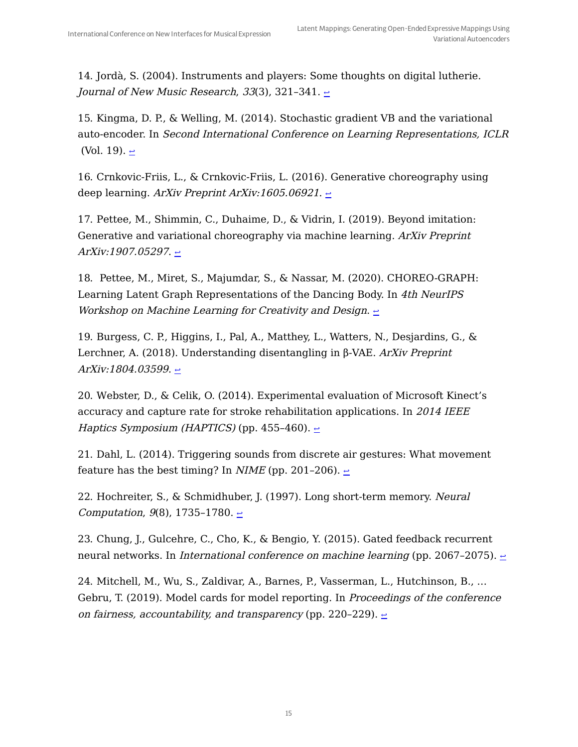14. Jordà, S. (2004). Instruments and players: Some thoughts on digital lutherie. *Journal of New Music Research*, *33*(3), 321–341. ↩

15. Kingma, D. P., & Welling, M. (2014). Stochastic gradient VB and the variational auto-encoder. In *Second International Conference on Learning Representations, ICLR* (Vol. 19). ↩

16. Crnkovic-Friis, L., & Crnkovic-Friis, L. (2016). Generative choreography using deep learning. *ArXiv Preprint ArXiv:1605.06921*. ↩

17. Pettee, M., Shimmin, C., Duhaime, D., & Vidrin, I. (2019). Beyond imitation: Generative and variational choreography via machine learning. *ArXiv Preprint ArXiv:1907.05297*. ↩

18. Pettee, M., Miret, S., Majumdar, S., & Nassar, M. (2020). CHOREO-GRAPH: Learning Latent Graph Representations of the Dancing Body. In *4th NeurIPS Workshop on Machine Learning for Creativity and Design*. ↩

19. Burgess, C. P., Higgins, I., Pal, A., Matthey, L., Watters, N., Desjardins, G., & Lerchner, A. (2018). Understanding disentangling in β-VAE. *ArXiv Preprint ArXiv:1804.03599*. ↩

20. Webster, D., & Celik, O. (2014). Experimental evaluation of Microsoft Kinect's accuracy and capture rate for stroke rehabilitation applications. In *2014 IEEE Haptics Symposium (HAPTICS)* (pp. 455–460). ↩

21. Dahl, L. (2014). Triggering sounds from discrete air gestures: What movement feature has the best timing? In *NIME* (pp. 201–206). ↩

22. Hochreiter, S., & Schmidhuber, J. (1997). Long short-term memory. *Neural Computation*, *9*(8), 1735–1780. ↩

23. Chung, J., Gulcehre, C., Cho, K., & Bengio, Y. (2015). Gated feedback recurrent neural networks. In *International conference on machine learning* (pp. 2067–2075). ↩

24. Mitchell, M., Wu, S., Zaldivar, A., Barnes, P., Vasserman, L., Hutchinson, B., … Gebru, T. (2019). Model cards for model reporting. In *Proceedings of the conference on fairness, accountability, and transparency* (pp. 220–229). ↩